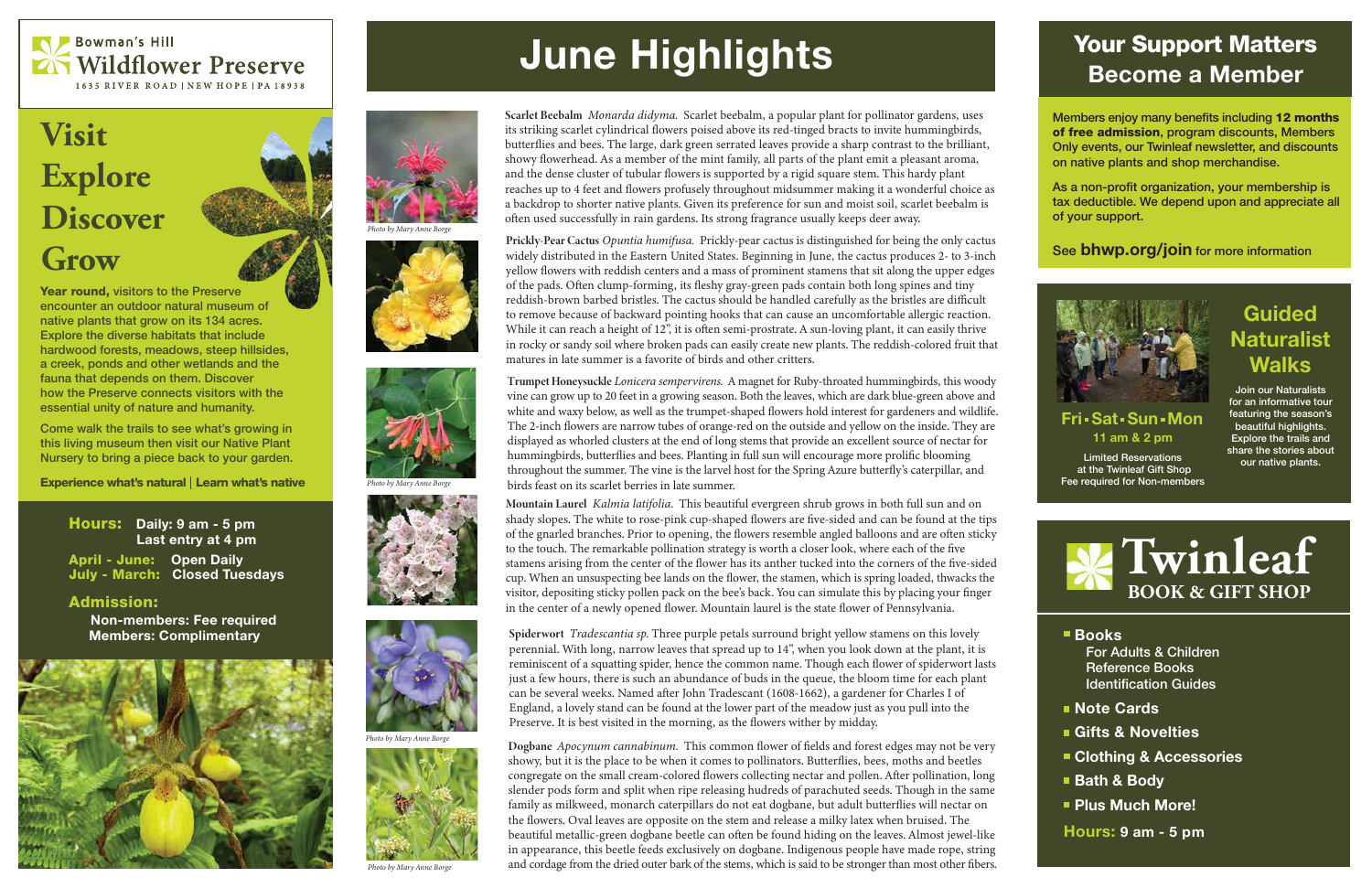# Bowman's Hill Wildflower Preserve

1635 RIVER ROAD | NEW HOPE | PA 18938

## Visit Explore Discover Grow

**Year round,** visitors to the Preserve encounter an outdoor natural museum of native plants that grow on its 134 acres. Explore the diverse habitats that include hardwood forests, meadows, steep hillsides, a creek, ponds and other wetlands and the fauna that depends on them. Discover how the Preserve connects visitors with the essential unity of nature and humanity.

Come walk the trails to see what's growing in this living museum then visit our Native Plant Nursery to bring a piece back to your garden.

**Experience what's natural | Learn what's native**

**Hours:** Daily: 9 am - 5 pm
Last entry at 4 pm

**April - June:** Open Daily
**July - March:** Closed Tuesdays

**Admission:**
Non-members: Fee required
Members: Complimentary

# June Highlights

**Scarlet Beebalm** *Monarda didyma.* Scarlet beebalm, a popular plant for pollinator gardens, uses its striking scarlet cylindrical flowers poised above its red-tinged bracts to invite hummingbirds, butterflies and bees. The large, dark green serrated leaves provide a sharp contrast to the brilliant, showy flowerhead. As a member of the mint family, all parts of the plant emit a pleasant aroma, and the dense cluster of tubular flowers is supported by a rigid square stem. This hardy plant reaches up to 4 feet and flowers profusely throughout midsummer making it a wonderful choice as a backdrop to shorter native plants. Given its preference for sun and moist soil, scarlet beebalm is often used successfully in rain gardens. Its strong fragrance usually keeps deer away.

Photo by Mary Anne Borge

**Prickly-Pear Cactus** *Opuntia humifusa.* Prickly-pear cactus is distinguished for being the only cactus widely distributed in the Eastern United States. Beginning in June, the cactus produces 2- to 3-inch yellow flowers with reddish centers and a mass of prominent stamens that sit along the upper edges of the pads. Often clump-forming, its fleshy gray-green pads contain both long spines and tiny reddish-brown barbed bristles. The cactus should be handled carefully as the bristles are difficult to remove because of backward pointing hooks that can cause an uncomfortable allergic reaction. While it can reach a height of 12", it is often semi-prostrate. A sun-loving plant, it can easily thrive in rocky or sandy soil where broken pads can easily create new plants. The reddish-colored fruit that matures in late summer is a favorite of birds and other critters.

**Trumpet Honeysuckle** *Lonicera sempervirens.* A magnet for Ruby-throated hummingbirds, this woody vine can grow up to 20 feet in a growing season. Both the leaves, which are dark blue-green above and white and waxy below, as well as the trumpet-shaped flowers hold interest for gardeners and wildlife. The 2-inch flowers are narrow tubes of orange-red on the outside and yellow on the inside. They are displayed as whorled clusters at the end of long stems that provide an excellent source of nectar for hummingbirds, butterflies and bees. Planting in full sun will encourage more prolific blooming throughout the summer. The vine is the larval host for the Spring Azure butterfly's caterpillar, and birds feast on its scarlet berries in late summer.

Photo by Mary Anne Borge

**Mountain Laurel** *Kalmia latifolia.* This beautiful evergreen shrub grows in both full sun and on shady slopes. The white to rose-pink cup-shaped flowers are five-sided and can be found at the tips of the gnarled branches. Prior to opening, the flowers resemble angled balloons and are often sticky to the touch. The remarkable pollination strategy is worth a closer look, where each of the five stamens arising from the center of the flower has its anther tucked into the corners of the five-sided cup. When an unsuspecting bee lands on the flower, the stamen, which is spring loaded, thwacks the visitor, depositing sticky pollen pack on the bee's back. You can simulate this by placing your finger in the center of a newly opened flower. Mountain laurel is the state flower of Pennsylvania.

**Spiderwort** *Tradescantia sp.* Three purple petals surround bright yellow stamens on this lovely perennial. With long, narrow leaves that spread up to 14", when you look down at the plant, it is reminiscent of a squatting spider, hence the common name. Though each flower of spiderwort lasts just a few hours, there is such an abundance of buds in the queue, the bloom time for each plant can be several weeks. Named after John Tradescant (1608-1662), a gardener for Charles I of England, a lovely stand can be found at the lower part of the meadow just as you pull into the Preserve. It is best visited in the morning, as the flowers wither by midday.

Photo by Mary Anne Borge

**Dogbane** *Apocynum cannabinum.* This common flower of fields and forest edges may not be very showy, but it is the place to be when it comes to pollinators. Butterflies, bees, moths and beetles congregate on the small cream-colored flowers collecting nectar and pollen. After pollination, long slender pods form and split when ripe releasing hudreds of parachuted seeds. Though in the same family as milkweed, monarch caterpillars do not eat dogbane, but adult butterflies will nectar on the flowers. Oval leaves are opposite on the stem and release a milky latex when bruised. The beautiful metallic-green dogbane beetle can often be found hiding on the leaves. Almost jewel-like in appearance, this beetle feeds exclusively on dogbane. Indigenous people have made rope, string and cordage from the dried outer bark of the stems, which is said to be stronger than most other fibers.

Photo by Mary Anne Borge

## Your Support Matters Become a Member

Members enjoy many benefits including **12 months of free admission**, program discounts, Members Only events, our Twinleaf newsletter, and discounts on native plants and shop merchandise.

As a non-profit organization, your membership is tax deductible. We depend upon and appreciate all of your support.

See **bhwp.org/join** for more information

## Guided Naturalist Walks

Join our Naturalists for an informative tour featuring the season's beautiful highlights. Explore the trails and share the stories about our native plants.

**Fri • Sat • Sun • Mon**
**11 am & 2 pm**

Limited Reservations at the Twinleaf Gift Shop
Fee required for Non-members

## Twinleaf BOOK & GIFT SHOP

- **Books**
  - For Adults & Children
  - Reference Books
  - Identification Guides
- **Note Cards**
- **Gifts & Novelties**
- **Clothing & Accessories**
- **Bath & Body**
- **Plus Much More!**

**Hours:** 9 am - 5 pm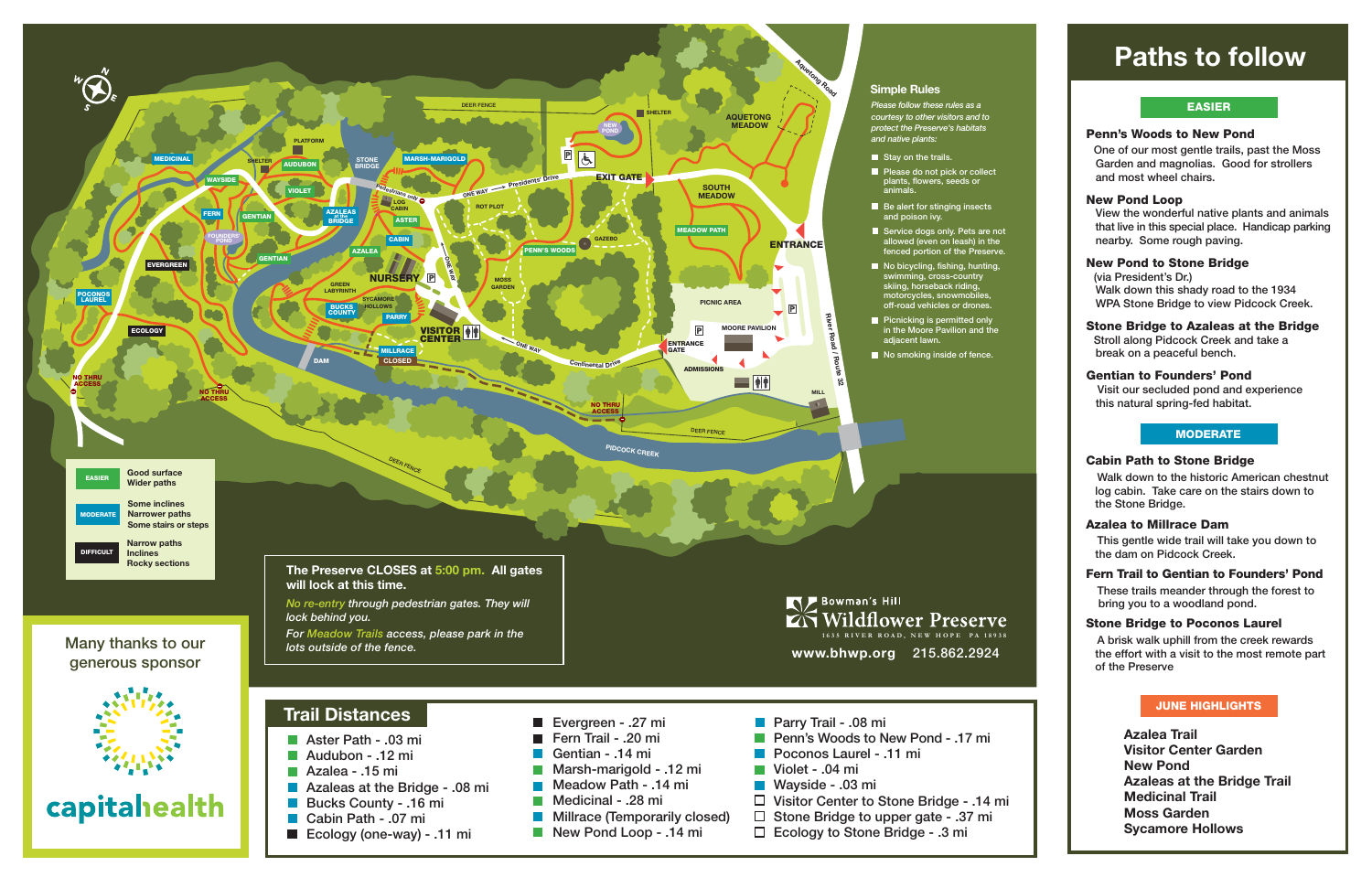## Simple Rules

*Please follow these rules as a courtesy to other visitors and to protect the Preserve's habitats and native plants:*

- Stay on the trails.
- Please do not pick or collect plants, flowers, seeds or animals.
- Be alert for stinging insects and poison ivy.
- Service dogs only. Pets are not allowed (even on leash) in the fenced portion of the Preserve.
- No bicycling, fishing, hunting, swimming, cross-country skiing, horseback riding, motorcycles, snowmobiles, off-road vehicles or drones.
- Picnicking is permitted only in the Moore Pavilion and the adjacent lawn.
- No smoking inside of fence.

| | |
|---|---|
| EASIER | Good surface<br>Wider paths |
| MODERATE | Some inclines<br>Narrower paths<br>Some stairs or steps |
| DIFFICULT | Narrow paths<br>Inclines<br>Rocky sections |

**The Preserve CLOSES at 5:00 pm. All gates will lock at this time.**

*No re-entry through pedestrian gates. They will lock behind you.*

*For Meadow Trails access, please park in the lots outside of the fence.*

Bowman's Hill Wildflower Preserve
1635 River Road, New Hope PA 18938

www.bhwp.org 215.862.2924

Many thanks to our generous sponsor

capitalhealth

## Trail Distances

- Aster Path - .03 mi
- Audubon - .12 mi
- Azalea - .15 mi
- Azaleas at the Bridge - .08 mi
- Bucks County - .16 mi
- Cabin Path - .07 mi
- Ecology (one-way) - .11 mi
- Evergreen - .27 mi
- Fern Trail - .20 mi
- Gentian - .14 mi
- Marsh-marigold - .12 mi
- Meadow Path - .14 mi
- Medicinal - .28 mi
- Millrace (Temporarily closed)
- New Pond Loop - .14 mi
- Parry Trail - .08 mi
- Penn's Woods to New Pond - .17 mi
- Poconos Laurel - .11 mi
- Violet - .04 mi
- Wayside - .03 mi
- Visitor Center to Stone Bridge - .14 mi
- Stone Bridge to upper gate - .37 mi
- Ecology to Stone Bridge - .3 mi

# Paths to follow

### EASIER

**Penn's Woods to New Pond**
One of our most gentle trails, past the Moss Garden and magnolias. Good for strollers and most wheel chairs.

**New Pond Loop**
View the wonderful native plants and animals that live in this special place. Handicap parking nearby. Some rough paving.

**New Pond to Stone Bridge**
(via President's Dr.)
Walk down this shady road to the 1934 WPA Stone Bridge to view Pidcock Creek.

**Stone Bridge to Azaleas at the Bridge**
Stroll along Pidcock Creek and take a break on a peaceful bench.

**Gentian to Founders' Pond**
Visit our secluded pond and experience this natural spring-fed habitat.

### MODERATE

**Cabin Path to Stone Bridge**
Walk down to the historic American chestnut log cabin. Take care on the stairs down to the Stone Bridge.

**Azalea to Millrace Dam**
This gentle wide trail will take you down to the dam on Pidcock Creek.

**Fern Trail to Gentian to Founders' Pond**
These trails meander through the forest to bring you to a woodland pond.

**Stone Bridge to Poconos Laurel**
A brisk walk uphill from the creek rewards the effort with a visit to the most remote part of the Preserve

### JUNE HIGHLIGHTS

- Azalea Trail
- Visitor Center Garden
- New Pond
- Azaleas at the Bridge Trail
- Medicinal Trail
- Moss Garden
- Sycamore Hollows